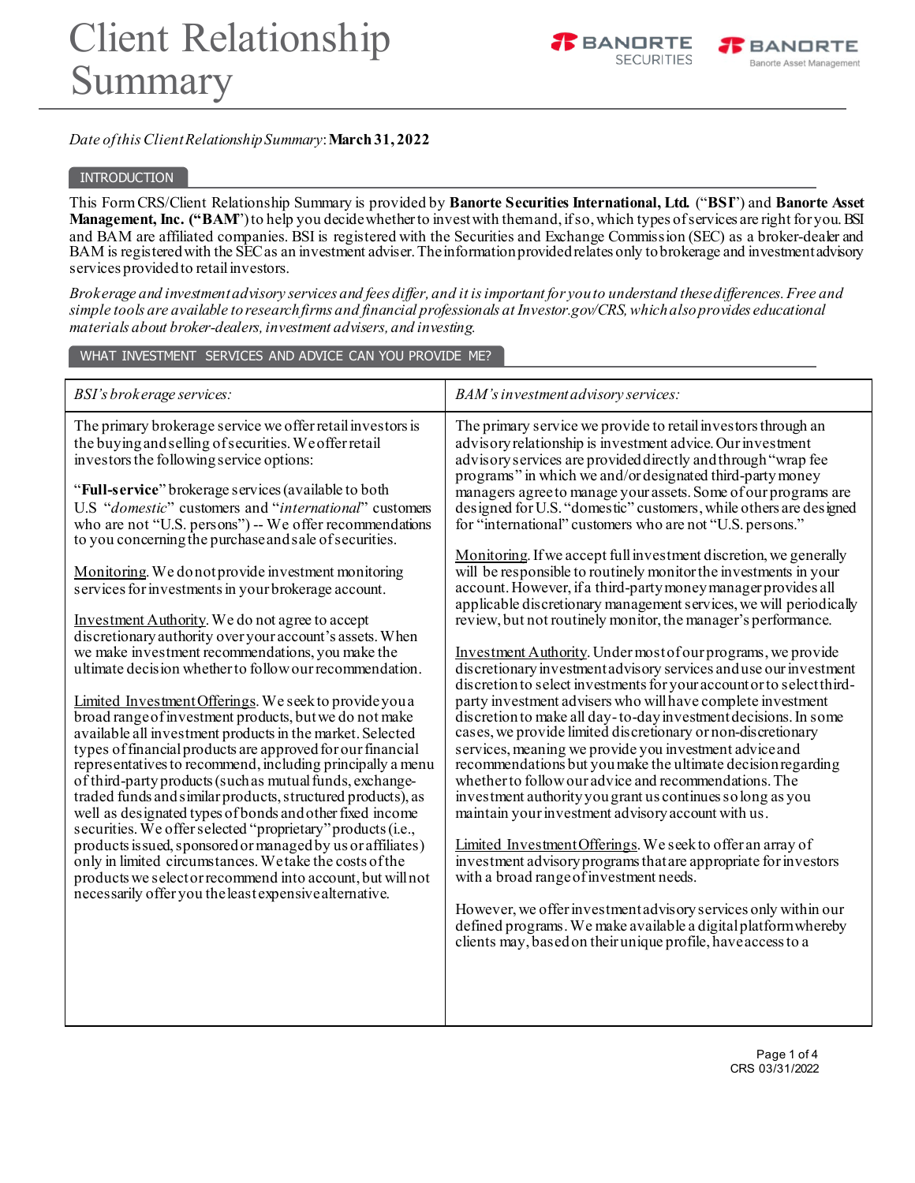# Client Relationship Summary

*Date of this Client Relationship Summary*: **March 31, 2022**

## INTRODUCTION

This Form CRS/Client Relationship Summary is provided by **Banorte Securities International, Ltd.** ("**BSI**") and **Banorte Asset Management, Inc. ("BAM**") to help you decide whether to invest with them and, if so, which types of services are right for you. BSI and BAM are affiliated companies. BSI is registered with the Securities and Exchange Commission (SEC) as a broker-dealer and BAM is registered with the SEC as an investment adviser. The information provided relates only to brokerage and investment advisory services provided to retail investors.

*Brokerage and investment advisory services and fees differ, and it is important for you to understand these differences. Free and simple tools are available to research firms and financial professionals at Investor.gov/CRS, which also provides educational materials about broker-dealers, investment advisers, and investing.*

## WHAT INVESTMENT SERVICES AND ADVICE CAN YOU PROVIDE ME?

| *BSI's brokerage services:* | *BAM's investment advisory services:* |
|---|---|
| The primary brokerage service we offer retail investors is the buying and selling of securities. We offer retail investors the following service options:<br><br>"**Full-service**" brokerage services (available to both U.S "*domestic*" customers and "*international*" customers who are not "U.S. persons") -- We offer recommendations to you concerning the purchase and sale of securities.<br><br>Monitoring. We do not provide investment monitoring services for investments in your brokerage account.<br><br>Investment Authority. We do not agree to accept discretionary authority over your account's assets. When we make investment recommendations, you make the ultimate decision whether to follow our recommendation.<br><br>Limited Investment Offerings. We seek to provide you a broad range of investment products, but we do not make available all investment products in the market. Selected types of financial products are approved for our financial representatives to recommend, including principally a menu of third-party products (such as mutual funds, exchange-traded funds and similar products, structured products), as well as designated types of bonds and other fixed income securities. We offer selected "proprietary" products (i.e., products issued, sponsored or managed by us or affiliates) only in limited circumstances. We take the costs of the products we select or recommend into account, but will not necessarily offer you the least expensive alternative. | The primary service we provide to retail investors through an advisory relationship is investment advice. Our investment advisory services are provided directly and through "wrap fee programs" in which we and/or designated third-party money managers agree to manage your assets. Some of our programs are designed for U.S. "domestic" customers, while others are designed for "international" customers who are not "U.S. persons."<br><br>Monitoring. If we accept full investment discretion, we generally will be responsible to routinely monitor the investments in your account. However, if a third-party money manager provides all applicable discretionary management services, we will periodically review, but not routinely monitor, the manager's performance.<br><br>Investment Authority. Under most of our programs, we provide discretionary investment advisory services and use our investment discretion to select investments for your account or to select third-party investment advisers who will have complete investment discretion to make all day-to-day investment decisions. In some cases, we provide limited discretionary or non-discretionary services, meaning we provide you investment advice and recommendations but you make the ultimate decision regarding whether to follow our advice and recommendations. The investment authority you grant us continues so long as you maintain your investment advisory account with us.<br><br>Limited Investment Offerings. We seek to offer an array of investment advisory programs that are appropriate for investors with a broad range of investment needs.<br><br>However, we offer investment advisory services only within our defined programs. We make available a digital platform whereby clients may, based on their unique profile, have access to a |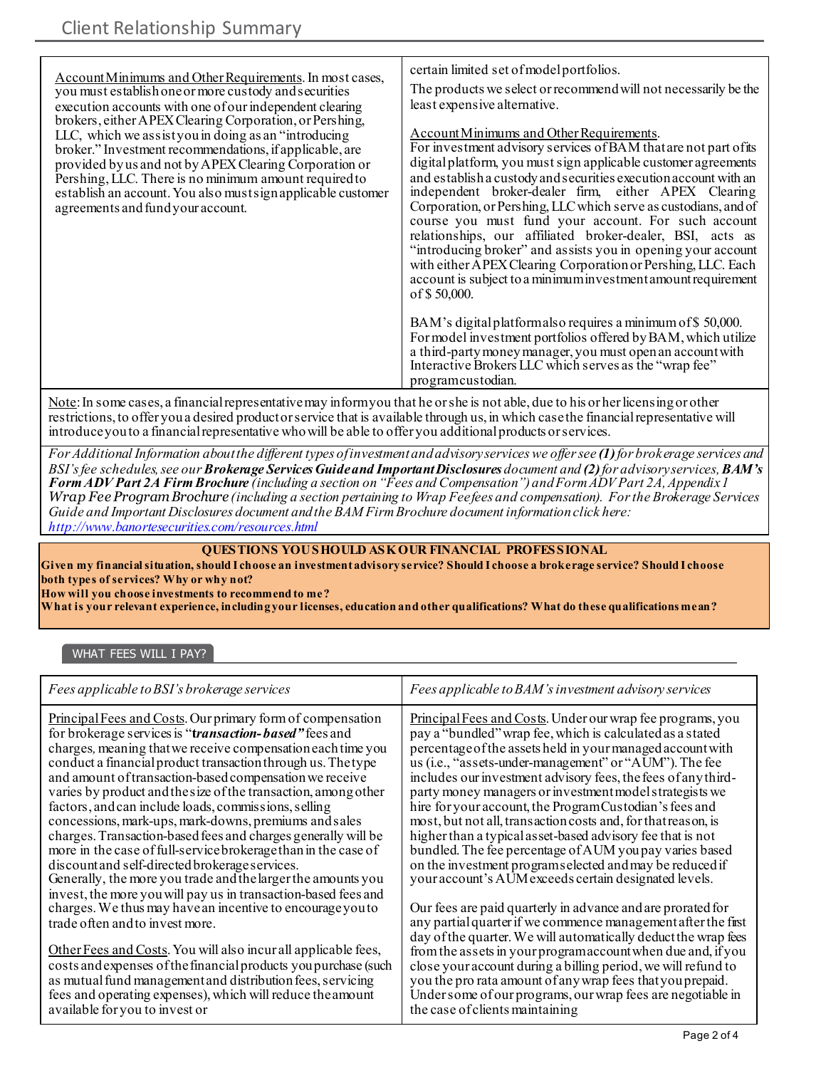| | |
|---|---|
| Account Minimums and Other Requirements. In most cases, you must establish one or more custody and securities execution accounts with one of our independent clearing brokers, either APEX Clearing Corporation, or Pershing, LLC, which we assist you in doing as an "introducing broker." Investment recommendations, if applicable, are provided by us and not by APEX Clearing Corporation or Pershing, LLC. There is no minimum amount required to establish an account. You also must sign applicable customer agreements and fund your account. | certain limited set of model portfolios.<br><br>The products we select or recommend will not necessarily be the least expensive alternative.<br><br>Account Minimums and Other Requirements.<br>For investment advisory services of BAM that are not part of its digital platform, you must sign applicable customer agreements and establish a custody and securities execution account with an independent broker-dealer firm, either APEX Clearing Corporation, or Pershing, LLC which serve as custodians, and of course you must fund your account. For such account relationships, our affiliated broker-dealer, BSI, acts as "introducing broker" and assists you in opening your account with either APEX Clearing Corporation or Pershing, LLC. Each account is subject to a minimum investment amount requirement of $ 50,000.<br><br>BAM's digital platform also requires a minimum of $ 50,000. For model investment portfolios offered by BAM, which utilize a third-party money manager, you must open an account with Interactive Brokers LLC which serves as the "wrap fee" program custodian. |

Note: In some cases, a financial representative may inform you that he or she is not able, due to his or her licensing or other restrictions, to offer you a desired product or service that is available through us, in which case the financial representative will introduce you to a financial representative who will be able to offer you additional products or services.

*For Additional Information about the different types of investment and advisory services we offer see* ***(1)*** *for brokerage services and BSI's fee schedules, see our* ***Brokerage Services Guide and Important Disclosures*** *document and* ***(2)*** *for advisory services,* ***BAM's Form ADV Part 2A Firm Brochure*** *(including a section on "Fees and Compensation") and Form ADV Part 2A, Appendix 1 Wrap Fee Program Brochure (including a section pertaining to Wrap Fee fees and compensation). For the Brokerage Services Guide and Important Disclosures document and the BAM Firm Brochure document information click here:* *http://www.banortesecurities.com/resources.html*

**QUESTIONS YOU SHOULD ASK OUR FINANCIAL PROFESSIONAL**

**Given my financial situation, should I choose an investment advisory service? Should I choose a brokerage service? Should I choose both types of services? Why or why not?**

**How will you choose investments to recommend to me?**

**What is your relevant experience, including your licenses, education and other qualifications? What do these qualifications mean?**

## WHAT FEES WILL I PAY?

| *Fees applicable to BSI's brokerage services* | *Fees applicable to BAM's investment advisory services* |
|---|---|
| Principal Fees and Costs. Our primary form of compensation for brokerage services is "***transaction-based***" fees and charges, meaning that we receive compensation each time you conduct a financial product transaction through us. The type and amount of transaction-based compensation we receive varies by product and the size of the transaction, among other factors, and can include loads, commissions, selling concessions, mark-ups, mark-downs, premiums and sales charges. Transaction-based fees and charges generally will be more in the case of full-service brokerage than in the case of discount and self-directed brokerage services. Generally, the more you trade and the larger the amounts you invest, the more you will pay us in transaction-based fees and charges. We thus may have an incentive to encourage you to trade often and to invest more.<br><br>Other Fees and Costs. You will also incur all applicable fees, costs and expenses of the financial products you purchase (such as mutual fund management and distribution fees, servicing fees and operating expenses), which will reduce the amount available for you to invest or | Principal Fees and Costs. Under our wrap fee programs, you pay a "bundled" wrap fee, which is calculated as a stated percentage of the assets held in your managed account with us (i.e., "assets-under-management" or "AUM"). The fee includes our investment advisory fees, the fees of any third-party money managers or investment model strategists we hire for your account, the Program Custodian's fees and most, but not all, transaction costs and, for that reason, is higher than a typical asset-based advisory fee that is not bundled. The fee percentage of AUM you pay varies based on the investment program selected and may be reduced if your account's AUM exceeds certain designated levels.<br><br>Our fees are paid quarterly in advance and are prorated for any partial quarter if we commence management after the first day of the quarter. We will automatically deduct the wrap fees from the assets in your program account when due and, if you close your account during a billing period, we will refund to you the pro rata amount of any wrap fees that you prepaid. Under some of our programs, our wrap fees are negotiable in the case of clients maintaining |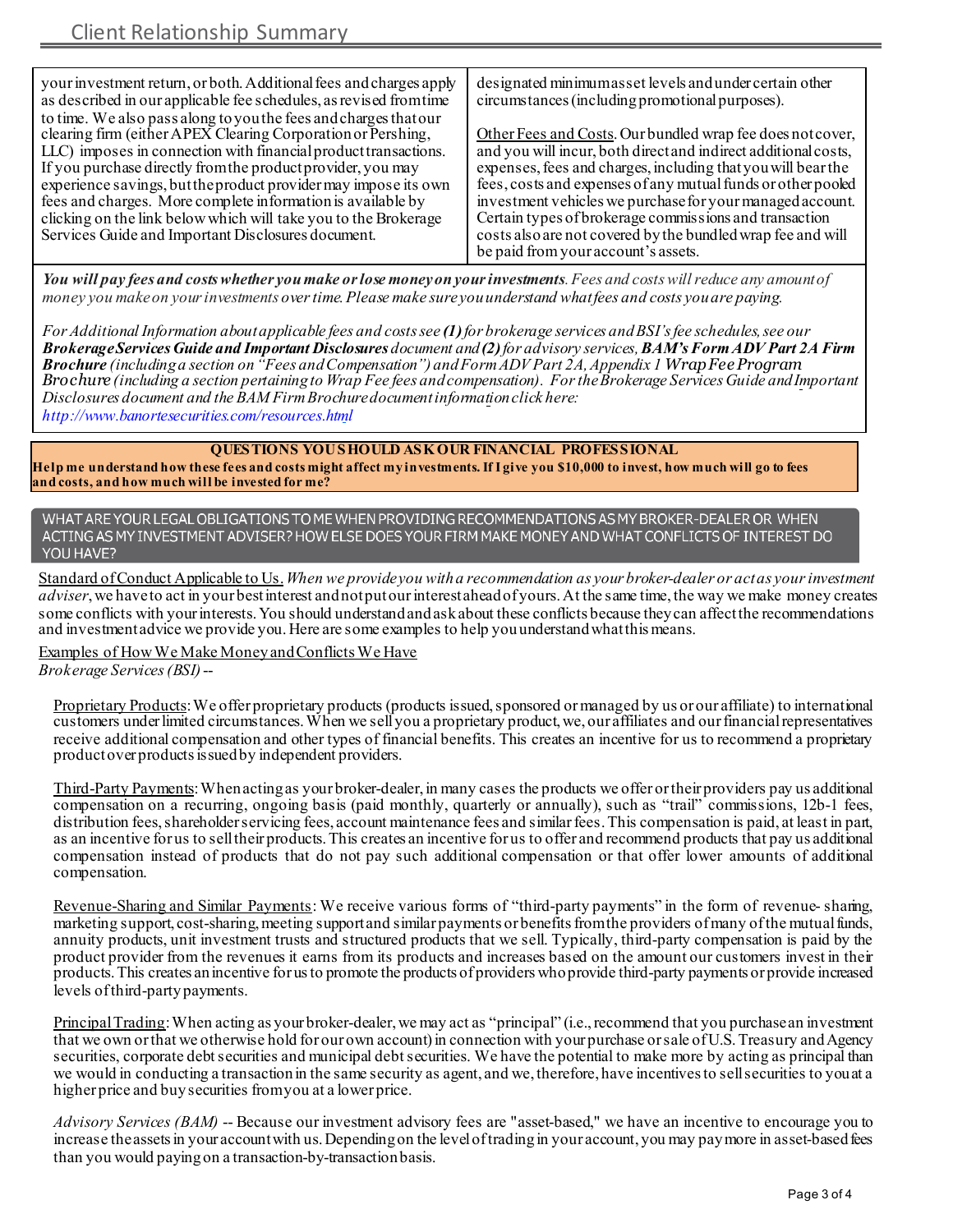| | |
|---|---|
| your investment return, or both. Additional fees and charges apply as described in our applicable fee schedules, as revised from time to time. We also pass along to you the fees and charges that our clearing firm (either APEX Clearing Corporation or Pershing, LLC) imposes in connection with financial product transactions. If you purchase directly from the product provider, you may experience savings, but the product provider may impose its own fees and charges. More complete information is available by clicking on the link below which will take you to the Brokerage Services Guide and Important Disclosures document. | designated minimum asset levels and under certain other circumstances (including promotional purposes).<br><br>Other Fees and Costs. Our bundled wrap fee does not cover, and you will incur, both direct and indirect additional costs, expenses, fees and charges, including that you will bear the fees, costs and expenses of any mutual funds or other pooled investment vehicles we purchase for your managed account. Certain types of brokerage commissions and transaction costs also are not covered by the bundled wrap fee and will be paid from your account's assets. |

***You will pay fees and costs whether you make or lose money on your investments****. Fees and costs will reduce any amount of money you make on your investments over time. Please make sure you understand what fees and costs you are paying.*

*For Additional Information about applicable fees and costs see* ***(1)*** *for brokerage services and BSI's fee schedules, see our* ***Brokerage Services Guide and Important Disclosures*** *document and* ***(2)*** *for advisory services,* ***BAM's Form ADV Part 2A Firm Brochure*** *(including a section on "Fees and Compensation") and Form ADV Part 2A, Appendix 1 Wrap Fee Program Brochure (including a section pertaining to Wrap Fee fees and compensation). For the Brokerage Services Guide and Important Disclosures document and the BAM Firm Brochure document information click here:* *http://www.banortesecurities.com/resources.html*

**QUESTIONS YOU SHOULD ASK OUR FINANCIAL PROFESSIONAL**

**Help me understand how these fees and costs might affect my investments. If I give you $10,000 to invest, how much will go to fees and costs, and how much will be invested for me?**

## WHAT ARE YOUR LEGAL OBLIGATIONS TO ME WHEN PROVIDING RECOMMENDATIONS AS MY BROKER-DEALER OR WHEN ACTING AS MY INVESTMENT ADVISER? HOW ELSE DOES YOUR FIRM MAKE MONEY AND WHAT CONFLICTS OF INTEREST DO YOU HAVE?

Standard of Conduct Applicable to Us. *When we provide you with a recommendation as your broker-dealer or act as your investment adviser*, we have to act in your best interest and not put our interest ahead of yours. At the same time, the way we make money creates some conflicts with your interests. You should understand and ask about these conflicts because they can affect the recommendations and investment advice we provide you. Here are some examples to help you understand what this means.

Examples of How We Make Money and Conflicts We Have

*Brokerage Services (BSI) --*

Proprietary Products: We offer proprietary products (products issued, sponsored or managed by us or our affiliate) to international customers under limited circumstances. When we sell you a proprietary product, we, our affiliates and our financial representatives receive additional compensation and other types of financial benefits. This creates an incentive for us to recommend a proprietary product over products issued by independent providers.

Third-Party Payments: When acting as your broker-dealer, in many cases the products we offer or their providers pay us additional compensation on a recurring, ongoing basis (paid monthly, quarterly or annually), such as "trail" commissions, 12b-1 fees, distribution fees, shareholder servicing fees, account maintenance fees and similar fees. This compensation is paid, at least in part, as an incentive for us to sell their products. This creates an incentive for us to offer and recommend products that pay us additional compensation instead of products that do not pay such additional compensation or that offer lower amounts of additional compensation.

Revenue-Sharing and Similar Payments: We receive various forms of "third-party payments" in the form of revenue- sharing, marketing support, cost-sharing, meeting support and similar payments or benefits from the providers of many of the mutual funds, annuity products, unit investment trusts and structured products that we sell. Typically, third-party compensation is paid by the product provider from the revenues it earns from its products and increases based on the amount our customers invest in their products. This creates an incentive for us to promote the products of providers who provide third-party payments or provide increased levels of third-party payments.

Principal Trading: When acting as your broker-dealer, we may act as "principal" (i.e., recommend that you purchase an investment that we own or that we otherwise hold for our own account) in connection with your purchase or sale of U.S. Treasury and Agency securities, corporate debt securities and municipal debt securities. We have the potential to make more by acting as principal than we would in conducting a transaction in the same security as agent, and we, therefore, have incentives to sell securities to you at a higher price and buy securities from you at a lower price.

*Advisory Services (BAM)* -- Because our investment advisory fees are "asset-based," we have an incentive to encourage you to increase the assets in your account with us. Depending on the level of trading in your account, you may pay more in asset-based fees than you would paying on a transaction-by-transaction basis.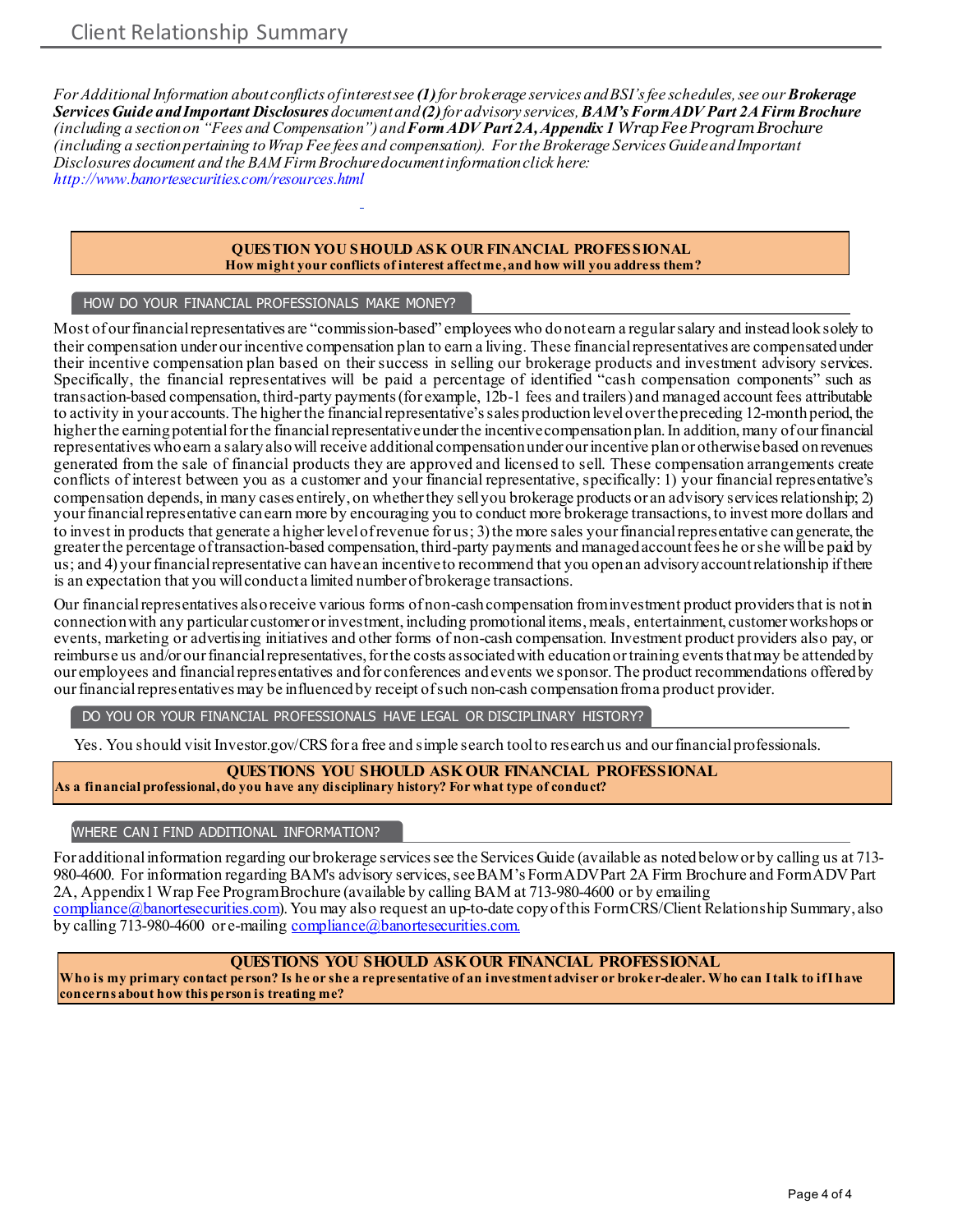*For Additional Information about conflicts of interest see **(1)** for brokerage services and BSI's fee schedules, see our **Brokerage Services Guide and Important Disclosures** document and **(2)** for advisory services, **BAM's Form ADV Part 2A Firm Brochure** (including a section on "Fees and Compensation") and **Form ADV Part 2A, Appendix 1** Wrap Fee Program Brochure (including a section pertaining to Wrap Fee fees and compensation). For the Brokerage Services Guide and Important Disclosures document and the BAM Firm Brochure document information click here: http://www.banortesecurities.com/resources.html*

> **QUESTION YOU SHOULD ASK OUR FINANCIAL PROFESSIONAL**
> **How might your conflicts of interest affect me, and how will you address them?**

## HOW DO YOUR FINANCIAL PROFESSIONALS MAKE MONEY?

Most of our financial representatives are "commission-based" employees who do not earn a regular salary and instead look solely to their compensation under our incentive compensation plan to earn a living. These financial representatives are compensated under their incentive compensation plan based on their success in selling our brokerage products and investment advisory services. Specifically, the financial representatives will be paid a percentage of identified "cash compensation components" such as transaction-based compensation, third-party payments (for example, 12b-1 fees and trailers) and managed account fees attributable to activity in your accounts. The higher the financial representative's sales production level over the preceding 12-month period, the higher the earning potential for the financial representative under the incentive compensation plan. In addition, many of our financial representatives who earn a salary also will receive additional compensation under our incentive plan or otherwise based on revenues generated from the sale of financial products they are approved and licensed to sell. These compensation arrangements create conflicts of interest between you as a customer and your financial representative, specifically: 1) your financial representative's compensation depends, in many cases entirely, on whether they sell you brokerage products or an advisory services relationship; 2) your financial representative can earn more by encouraging you to conduct more brokerage transactions, to invest more dollars and to invest in products that generate a higher level of revenue for us; 3) the more sales your financial representative can generate, the greater the percentage of transaction-based compensation, third-party payments and managed account fees he or she will be paid by us; and 4) your financial representative can have an incentive to recommend that you open an advisory account relationship if there is an expectation that you will conduct a limited number of brokerage transactions.

Our financial representatives also receive various forms of non-cash compensation from investment product providers that is not in connection with any particular customer or investment, including promotional items, meals, entertainment, customer workshops or events, marketing or advertising initiatives and other forms of non-cash compensation. Investment product providers also pay, or reimburse us and/or our financial representatives, for the costs associated with education or training events that may be attended by our employees and financial representatives and for conferences and events we sponsor. The product recommendations offered by our financial representatives may be influenced by receipt of such non-cash compensation from a product provider.

## DO YOU OR YOUR FINANCIAL PROFESSIONALS HAVE LEGAL OR DISCIPLINARY HISTORY?

Yes. You should visit Investor.gov/CRS for a free and simple search tool to research us and our financial professionals.

> **QUESTIONS YOU SHOULD ASK OUR FINANCIAL PROFESSIONAL**
> **As a financial professional, do you have any disciplinary history? For what type of conduct?**

## WHERE CAN I FIND ADDITIONAL INFORMATION?

For additional information regarding our brokerage services see the Services Guide (available as noted below or by calling us at 713-980-4600. For information regarding BAM's advisory services, see BAM's Form ADV Part 2A Firm Brochure and Form ADV Part 2A, Appendix 1 Wrap Fee Program Brochure (available by calling BAM at 713-980-4600 or by emailing compliance@banortesecurities.com). You may also request an up-to-date copy of this Form CRS/Client Relationship Summary, also by calling 713-980-4600 or e-mailing compliance@banortesecurities.com.

> **QUESTIONS YOU SHOULD ASK OUR FINANCIAL PROFESSIONAL**
> **Who is my primary contact person? Is he or she a representative of an investment adviser or broker-dealer. Who can I talk to if I have concerns about how this person is treating me?**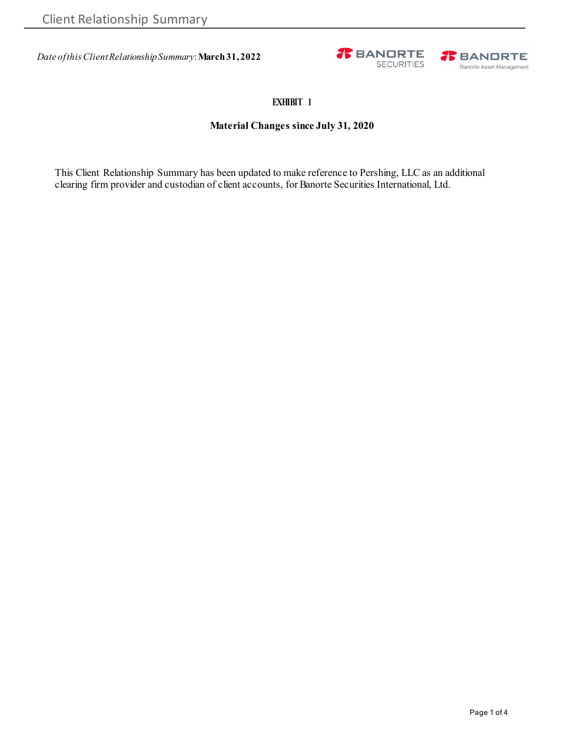*Date of this Client Relationship Summary*: **March 31, 2022**

**EXHIBIT 1**

**Material Changes since July 31, 2020**

This Client Relationship Summary has been updated to make reference to Pershing, LLC as an additional clearing firm provider and custodian of client accounts, for Banorte Securities International, Ltd.